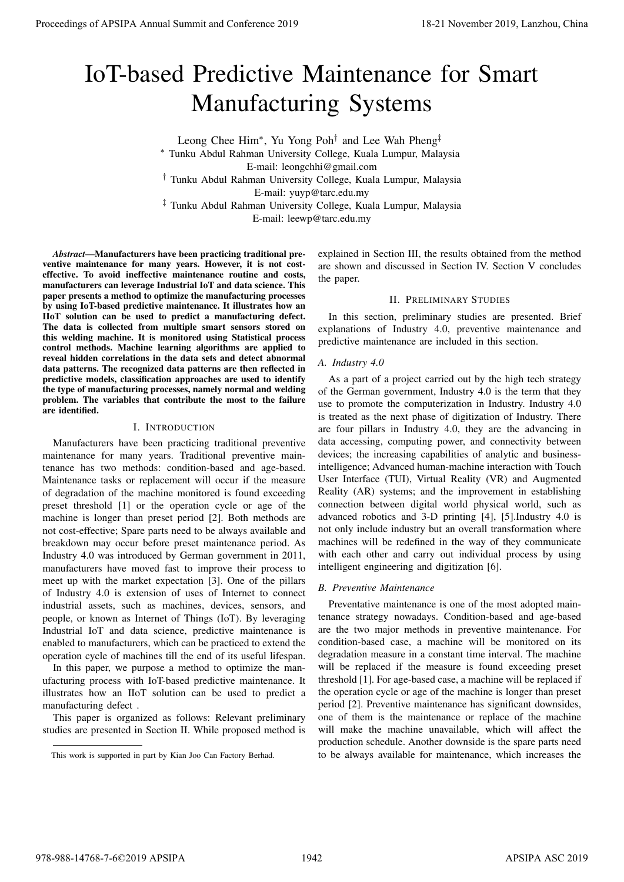# IoT-based Predictive Maintenance for Smart Manufacturing Systems

Leong Chee Him[*], Yu Yong Poh[†] and Lee Wah Pheng[‡]

[*] Tunku Abdul Rahman University College, Kuala Lumpur, Malaysia
E-mail: leongchhi@gmail.com

[†] Tunku Abdul Rahman University College, Kuala Lumpur, Malaysia
E-mail: yuyp@tarc.edu.my

[‡] Tunku Abdul Rahman University College, Kuala Lumpur, Malaysia
E-mail: leewp@tarc.edu.my

***Abstract*—Manufacturers have been practicing traditional preventive maintenance for many years. However, it is not cost-effective. To avoid ineffective maintenance routine and costs, manufacturers can leverage Industrial IoT and data science. This paper presents a method to optimize the manufacturing processes by using IoT-based predictive maintenance. It illustrates how an IIoT solution can be used to predict a manufacturing defect. The data is collected from multiple smart sensors stored on this welding machine. It is monitored using Statistical process control methods. Machine learning algorithms are applied to reveal hidden correlations in the data sets and detect abnormal data patterns. The recognized data patterns are then reflected in predictive models, classification approaches are used to identify the type of manufacturing processes, namely normal and welding problem. The variables that contribute the most to the failure are identified.**

## I. Introduction

Manufacturers have been practicing traditional preventive maintenance for many years. Traditional preventive maintenance has two methods: condition-based and age-based. Maintenance tasks or replacement will occur if the measure of degradation of the machine monitored is found exceeding preset threshold [1] or the operation cycle or age of the machine is longer than preset period [2]. Both methods are not cost-effective; Spare parts need to be always available and breakdown may occur before preset maintenance period. As Industry 4.0 was introduced by German government in 2011, manufacturers have moved fast to improve their process to meet up with the market expectation [3]. One of the pillars of Industry 4.0 is extension of uses of Internet to connect industrial assets, such as machines, devices, sensors, and people, or known as Internet of Things (IoT). By leveraging Industrial IoT and data science, predictive maintenance is enabled to manufacturers, which can be practiced to extend the operation cycle of machines till the end of its useful lifespan.

In this paper, we purpose a method to optimize the manufacturing process with IoT-based predictive maintenance. It illustrates how an IIoT solution can be used to predict a manufacturing defect .

This paper is organized as follows: Relevant preliminary studies are presented in Section II. While proposed method is explained in Section III, the results obtained from the method are shown and discussed in Section IV. Section V concludes the paper.

This work is supported in part by Kian Joo Can Factory Berhad.

## II. Preliminary Studies

In this section, preliminary studies are presented. Brief explanations of Industry 4.0, preventive maintenance and predictive maintenance are included in this section.

### A. Industry 4.0

As a part of a project carried out by the high tech strategy of the German government, Industry 4.0 is the term that they use to promote the computerization in Industry. Industry 4.0 is treated as the next phase of digitization of Industry. There are four pillars in Industry 4.0, they are the advancing in data accessing, computing power, and connectivity between devices; the increasing capabilities of analytic and business-intelligence; Advanced human-machine interaction with Touch User Interface (TUI), Virtual Reality (VR) and Augmented Reality (AR) systems; and the improvement in establishing connection between digital world physical world, such as advanced robotics and 3-D printing [4], [5].Industry 4.0 is not only include industry but an overall transformation where machines will be redefined in the way of they communicate with each other and carry out individual process by using intelligent engineering and digitization [6].

### B. Preventive Maintenance

Preventative maintenance is one of the most adopted maintenance strategy nowadays. Condition-based and age-based are the two major methods in preventive maintenance. For condition-based case, a machine will be monitored on its degradation measure in a constant time interval. The machine will be replaced if the measure is found exceeding preset threshold [1]. For age-based case, a machine will be replaced if the operation cycle or age of the machine is longer than preset period [2]. Preventive maintenance has significant downsides, one of them is the maintenance or replace of the machine will make the machine unavailable, which will affect the production schedule. Another downside is the spare parts need to be always available for maintenance, which increases the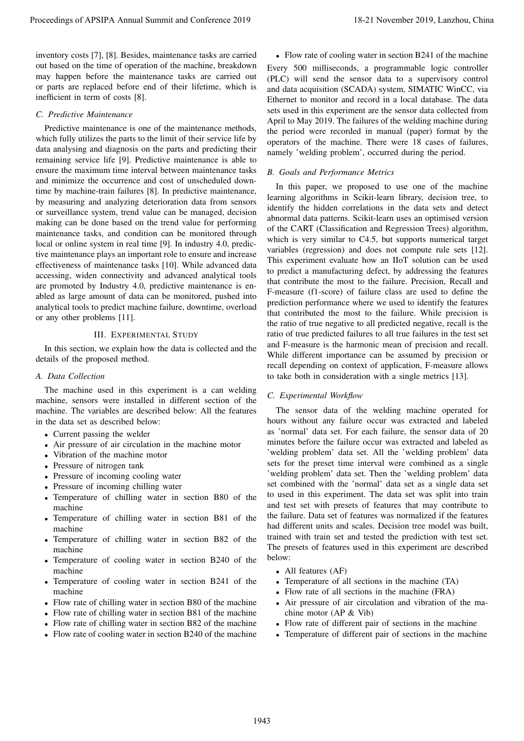inventory costs [7], [8]. Besides, maintenance tasks are carried out based on the time of operation of the machine, breakdown may happen before the maintenance tasks are carried out or parts are replaced before end of their lifetime, which is inefficient in term of costs [8].

### C. Predictive Maintenance

Predictive maintenance is one of the maintenance methods, which fully utilizes the parts to the limit of their service life by data analysing and diagnosis on the parts and predicting their remaining service life [9]. Predictive maintenance is able to ensure the maximum time interval between maintenance tasks and minimize the occurrence and cost of unscheduled downtime by machine-train failures [8]. In predictive maintenance, by measuring and analyzing deterioration data from sensors or surveillance system, trend value can be managed, decision making can be done based on the trend value for performing maintenance tasks, and condition can be monitored through local or online system in real time [9]. In industry 4.0, predictive maintenance plays an important role to ensure and increase effectiveness of maintenance tasks [10]. While advanced data accessing, widen connectivity and advanced analytical tools are promoted by Industry 4.0, predictive maintenance is enabled as large amount of data can be monitored, pushed into analytical tools to predict machine failure, downtime, overload or any other problems [11].

## III. Experimental Study

In this section, we explain how the data is collected and the details of the proposed method.

### A. Data Collection

The machine used in this experiment is a can welding machine, sensors were installed in different section of the machine. The variables are described below: All the features in the data set as described below:

- Current passing the welder
- Air pressure of air circulation in the machine motor
- Vibration of the machine motor
- Pressure of nitrogen tank
- Pressure of incoming cooling water
- Pressure of incoming chilling water
- Temperature of chilling water in section B80 of the machine
- Temperature of chilling water in section B81 of the machine
- Temperature of chilling water in section B82 of the machine
- Temperature of cooling water in section B240 of the machine
- Temperature of cooling water in section B241 of the machine
- Flow rate of chilling water in section B80 of the machine
- Flow rate of chilling water in section B81 of the machine
- Flow rate of chilling water in section B82 of the machine
- Flow rate of cooling water in section B240 of the machine
- Flow rate of cooling water in section B241 of the machine

Every 500 milliseconds, a programmable logic controller (PLC) will send the sensor data to a supervisory control and data acquisition (SCADA) system, SIMATIC WinCC, via Ethernet to monitor and record in a local database. The data sets used in this experiment are the sensor data collected from April to May 2019. The failures of the welding machine during the period were recorded in manual (paper) format by the operators of the machine. There were 18 cases of failures, namely 'welding problem', occurred during the period.

### B. Goals and Performance Metrics

In this paper, we proposed to use one of the machine learning algorithms in Scikit-learn library, decision tree, to identify the hidden correlations in the data sets and detect abnormal data patterns. Scikit-learn uses an optimised version of the CART (Classification and Regression Trees) algorithm, which is very similar to C4.5, but supports numerical target variables (regression) and does not compute rule sets [12]. This experiment evaluate how an IIoT solution can be used to predict a manufacturing defect, by addressing the features that contribute the most to the failure. Precision, Recall and F-measure (f1-score) of failure class are used to define the prediction performance where we used to identify the features that contributed the most to the failure. While precision is the ratio of true negative to all predicted negative, recall is the ratio of true predicted failures to all true failures in the test set and F-measure is the harmonic mean of precision and recall. While different importance can be assumed by precision or recall depending on context of application, F-measure allows to take both in consideration with a single metrics [13].

### C. Experimental Workflow

The sensor data of the welding machine operated for hours without any failure occur was extracted and labeled as 'normal' data set. For each failure, the sensor data of 20 minutes before the failure occur was extracted and labeled as 'welding problem' data set. All the 'welding problem' data sets for the preset time interval were combined as a single 'welding problem' data set. Then the 'welding problem' data set combined with the 'normal' data set as a single data set to used in this experiment. The data set was split into train and test set with presets of features that may contribute to the failure. Data set of features was normalized if the features had different units and scales. Decision tree model was built, trained with train set and tested the prediction with test set. The presets of features used in this experiment are described below:

- All features (AF)
- Temperature of all sections in the machine (TA)
- Flow rate of all sections in the machine (FRA)
- Air pressure of air circulation and vibration of the machine motor (AP & Vib)
- Flow rate of different pair of sections in the machine
- Temperature of different pair of sections in the machine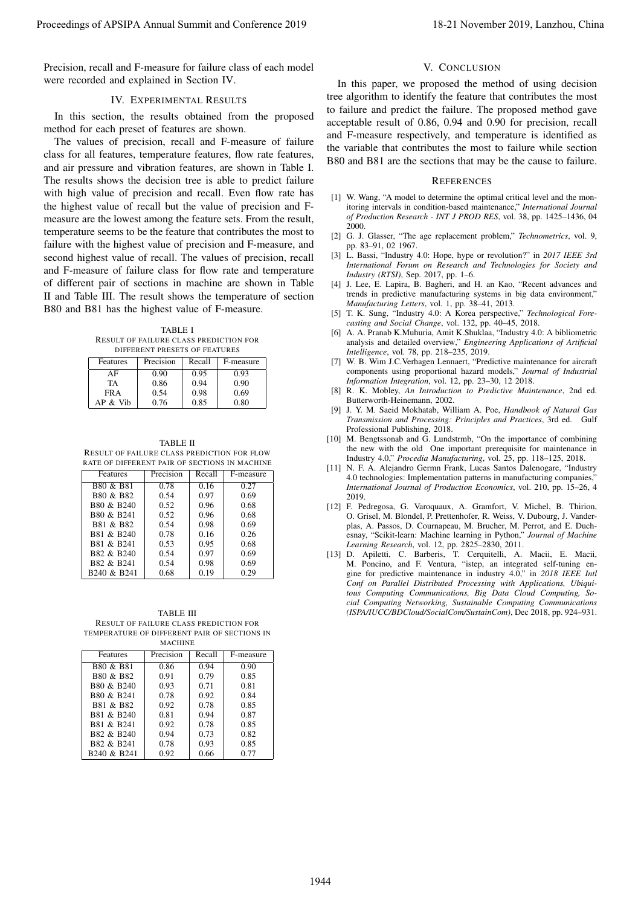Precision, recall and F-measure for failure class of each model were recorded and explained in Section IV.

## IV. Experimental Results

In this section, the results obtained from the proposed method for each preset of features are shown.

The values of precision, recall and F-measure of failure class for all features, temperature features, flow rate features, and air pressure and vibration features, are shown in Table I. The results shows the decision tree is able to predict failure with high value of precision and recall. Even flow rate has the highest value of recall but the value of precision and F-measure are the lowest among the feature sets. From the result, temperature seems to be the feature that contributes the most to failure with the highest value of precision and F-measure, and second highest value of recall. The values of precision, recall and F-measure of failure class for flow rate and temperature of different pair of sections in machine are shown in Table II and Table III. The result shows the temperature of section B80 and B81 has the highest value of F-measure.

TABLE I
Result of failure class prediction for different presets of features

| Features | Precision | Recall | F-measure |
|---|---|---|---|
| AF | 0.90 | 0.95 | 0.93 |
| TA | 0.86 | 0.94 | 0.90 |
| FRA | 0.54 | 0.98 | 0.69 |
| AP & Vib | 0.76 | 0.85 | 0.80 |

TABLE II
Result of failure class prediction for flow rate of different pair of sections in machine

| Features | Precision | Recall | F-measure |
|---|---|---|---|
| B80 & B81 | 0.78 | 0.16 | 0.27 |
| B80 & B82 | 0.54 | 0.97 | 0.69 |
| B80 & B240 | 0.52 | 0.96 | 0.68 |
| B80 & B241 | 0.52 | 0.96 | 0.68 |
| B81 & B82 | 0.54 | 0.98 | 0.69 |
| B81 & B240 | 0.78 | 0.16 | 0.26 |
| B81 & B241 | 0.53 | 0.95 | 0.68 |
| B82 & B240 | 0.54 | 0.97 | 0.69 |
| B82 & B241 | 0.54 | 0.98 | 0.69 |
| B240 & B241 | 0.68 | 0.19 | 0.29 |

TABLE III
Result of failure class prediction for temperature of different pair of sections in machine

| Features | Precision | Recall | F-measure |
|---|---|---|---|
| B80 & B81 | 0.86 | 0.94 | 0.90 |
| B80 & B82 | 0.91 | 0.79 | 0.85 |
| B80 & B240 | 0.93 | 0.71 | 0.81 |
| B80 & B241 | 0.78 | 0.92 | 0.84 |
| B81 & B82 | 0.92 | 0.78 | 0.85 |
| B81 & B240 | 0.81 | 0.94 | 0.87 |
| B81 & B241 | 0.92 | 0.78 | 0.85 |
| B82 & B240 | 0.94 | 0.73 | 0.82 |
| B82 & B241 | 0.78 | 0.93 | 0.85 |
| B240 & B241 | 0.92 | 0.66 | 0.77 |

## V. Conclusion

In this paper, we proposed the method of using decision tree algorithm to identify the feature that contributes the most to failure and predict the failure. The proposed method gave acceptable result of 0.86, 0.94 and 0.90 for precision, recall and F-measure respectively, and temperature is identified as the variable that contributes the most to failure while section B80 and B81 are the sections that may be the cause to failure.

## References

[1] W. Wang, "A model to determine the optimal critical level and the monitoring intervals in condition-based maintenance," *International Journal of Production Research - INT J PROD RES*, vol. 38, pp. 1425–1436, 04 2000.

[2] G. J. Glasser, "The age replacement problem," *Technometrics*, vol. 9, pp. 83–91, 02 1967.

[3] L. Bassi, "Industry 4.0: Hope, hype or revolution?" in *2017 IEEE 3rd International Forum on Research and Technologies for Society and Industry (RTSI)*, Sep. 2017, pp. 1–6.

[4] J. Lee, E. Lapira, B. Bagheri, and H. an Kao, "Recent advances and trends in predictive manufacturing systems in big data environment," *Manufacturing Letters*, vol. 1, pp. 38–41, 2013.

[5] T. K. Sung, "Industry 4.0: A Korea perspective," *Technological Forecasting and Social Change*, vol. 132, pp. 40–45, 2018.

[6] A. A. Pranab K.Muhuria, Amit K.Shuklaa, "Industry 4.0: A bibliometric analysis and detailed overview," *Engineering Applications of Artificial Intelligence*, vol. 78, pp. 218–235, 2019.

[7] W. B. Wim J.C.Verhagen Lennaert, "Predictive maintenance for aircraft components using proportional hazard models," *Journal of Industrial Information Integration*, vol. 12, pp. 23–30, 12 2018.

[8] R. K. Mobley, *An Introduction to Predictive Maintenance*, 2nd ed. Butterworth-Heinemann, 2002.

[9] J. Y. M. Saeid Mokhatab, William A. Poe, *Handbook of Natural Gas Transmission and Processing: Principles and Practices*, 3rd ed. Gulf Professional Publishing, 2018.

[10] M. Bengtssonab and G. Lundstrmb, "On the importance of combining the new with the old One important prerequisite for maintenance in Industry 4.0," *Procedia Manufacturing*, vol. 25, pp. 118–125, 2018.

[11] N. F. A. Alejandro Germn Frank, Lucas Santos Dalenogare, "Industry 4.0 technologies: Implementation patterns in manufacturing companies," *International Journal of Production Economics*, vol. 210, pp. 15–26, 4 2019.

[12] F. Pedregosa, G. Varoquaux, A. Gramfort, V. Michel, B. Thirion, O. Grisel, M. Blondel, P. Prettenhofer, R. Weiss, V. Dubourg, J. Vanderplas, A. Passos, D. Cournapeau, M. Brucher, M. Perrot, and E. Duchesnay, "Scikit-learn: Machine learning in Python," *Journal of Machine Learning Research*, vol. 12, pp. 2825–2830, 2011.

[13] D. Apiletti, C. Barberis, T. Cerquitelli, A. Macii, E. Macii, M. Poncino, and F. Ventura, "istep, an integrated self-tuning engine for predictive maintenance in industry 4.0," in *2018 IEEE Intl Conf on Parallel Distributed Processing with Applications, Ubiquitous Computing Communications, Big Data Cloud Computing, Social Computing Networking, Sustainable Computing Communications (ISPA/IUCC/BDCloud/SocialCom/SustainCom)*, Dec 2018, pp. 924–931.